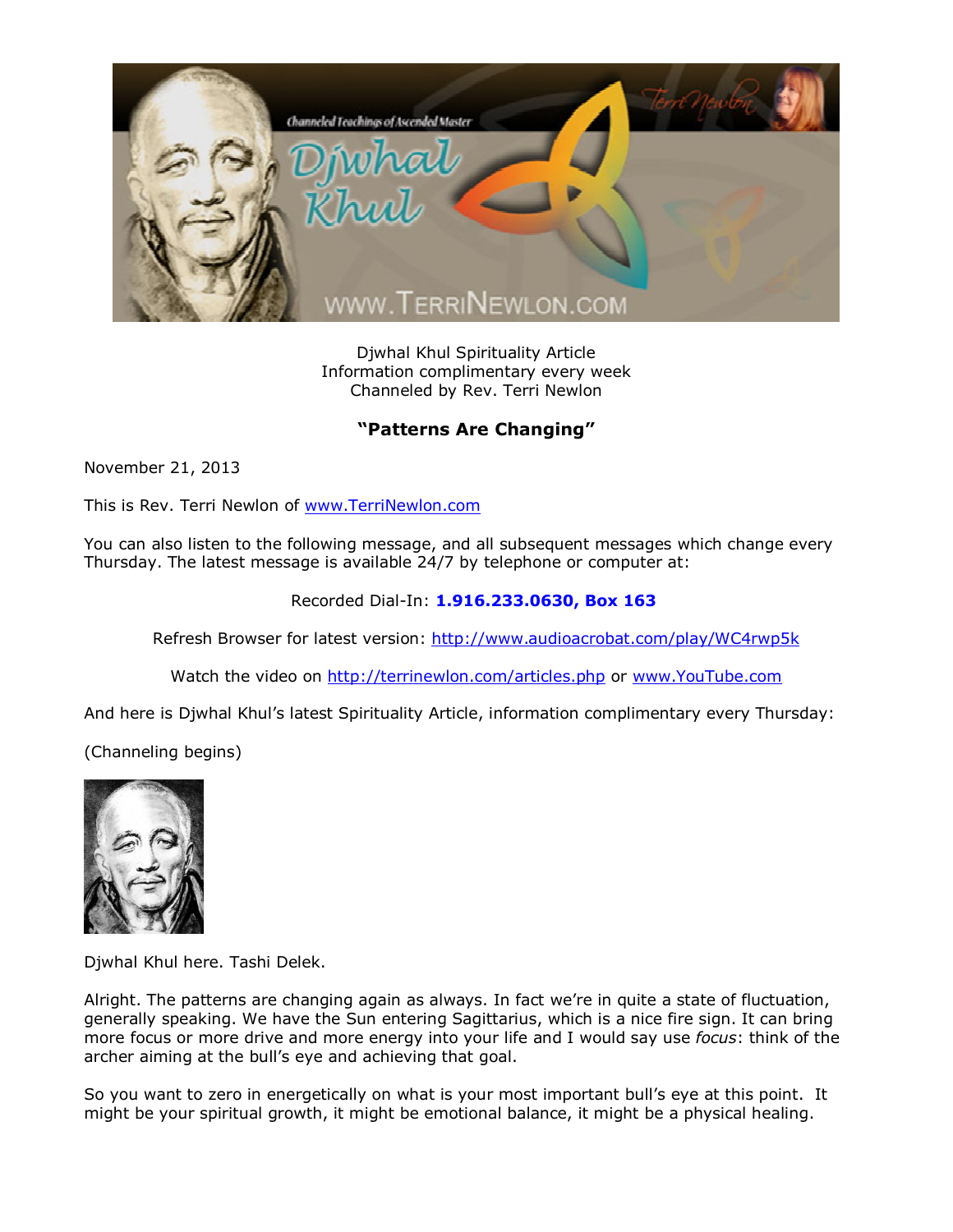Djwhal Khul Spirituality Article
Information complimentary every week
Channeled by Rev. Terri Newlon

## "Patterns Are Changing"

November 21, 2013

This is Rev. Terri Newlon of www.TerriNewlon.com

You can also listen to the following message, and all subsequent messages which change every Thursday. The latest message is available 24/7 by telephone or computer at:

Recorded Dial-In: **1.916.233.0630, Box 163**

Refresh Browser for latest version: http://www.audioacrobat.com/play/WC4rwp5k

Watch the video on http://terrinewlon.com/articles.php or www.YouTube.com

And here is Djwhal Khul's latest Spirituality Article, information complimentary every Thursday:

(Channeling begins)

Djwhal Khul here. Tashi Delek.

Alright. The patterns are changing again as always. In fact we're in quite a state of fluctuation, generally speaking. We have the Sun entering Sagittarius, which is a nice fire sign. It can bring more focus or more drive and more energy into your life and I would say use *focus*: think of the archer aiming at the bull's eye and achieving that goal.

So you want to zero in energetically on what is your most important bull's eye at this point. It might be your spiritual growth, it might be emotional balance, it might be a physical healing.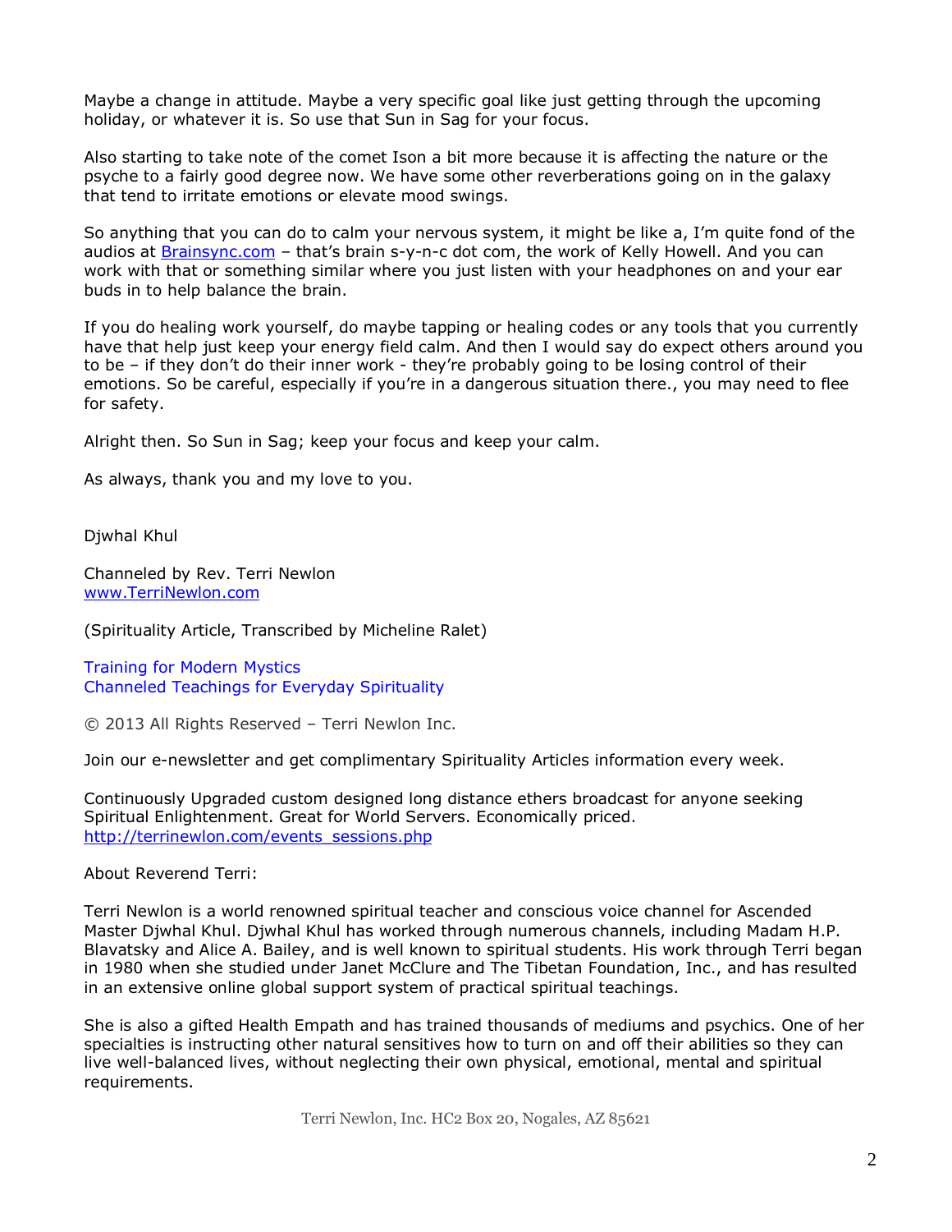Maybe a change in attitude. Maybe a very specific goal like just getting through the upcoming holiday, or whatever it is. So use that Sun in Sag for your focus.

Also starting to take note of the comet Ison a bit more because it is affecting the nature or the psyche to a fairly good degree now. We have some other reverberations going on in the galaxy that tend to irritate emotions or elevate mood swings.

So anything that you can do to calm your nervous system, it might be like a, I'm quite fond of the audios at [Brainsync.com](http://Brainsync.com) – that's brain s-y-n-c dot com, the work of Kelly Howell. And you can work with that or something similar where you just listen with your headphones on and your ear buds in to help balance the brain.

If you do healing work yourself, do maybe tapping or healing codes or any tools that you currently have that help just keep your energy field calm. And then I would say do expect others around you to be – if they don't do their inner work - they're probably going to be losing control of their emotions. So be careful, especially if you're in a dangerous situation there., you may need to flee for safety.

Alright then. So Sun in Sag; keep your focus and keep your calm.

As always, thank you and my love to you.

Djwhal Khul

Channeled by Rev. Terri Newlon
[www.TerriNewlon.com](http://www.TerriNewlon.com)

(Spirituality Article, Transcribed by Micheline Ralet)

Training for Modern Mystics
Channeled Teachings for Everyday Spirituality

© 2013 All Rights Reserved – Terri Newlon Inc.

Join our e-newsletter and get complimentary Spirituality Articles information every week.

Continuously Upgraded custom designed long distance ethers broadcast for anyone seeking Spiritual Enlightenment. Great for World Servers. Economically priced.
[http://terrinewlon.com/events_sessions.php](http://terrinewlon.com/events_sessions.php)

About Reverend Terri:

Terri Newlon is a world renowned spiritual teacher and conscious voice channel for Ascended Master Djwhal Khul. Djwhal Khul has worked through numerous channels, including Madam H.P. Blavatsky and Alice A. Bailey, and is well known to spiritual students. His work through Terri began in 1980 when she studied under Janet McClure and The Tibetan Foundation, Inc., and has resulted in an extensive online global support system of practical spiritual teachings.

She is also a gifted Health Empath and has trained thousands of mediums and psychics. One of her specialties is instructing other natural sensitives how to turn on and off their abilities so they can live well-balanced lives, without neglecting their own physical, emotional, mental and spiritual requirements.